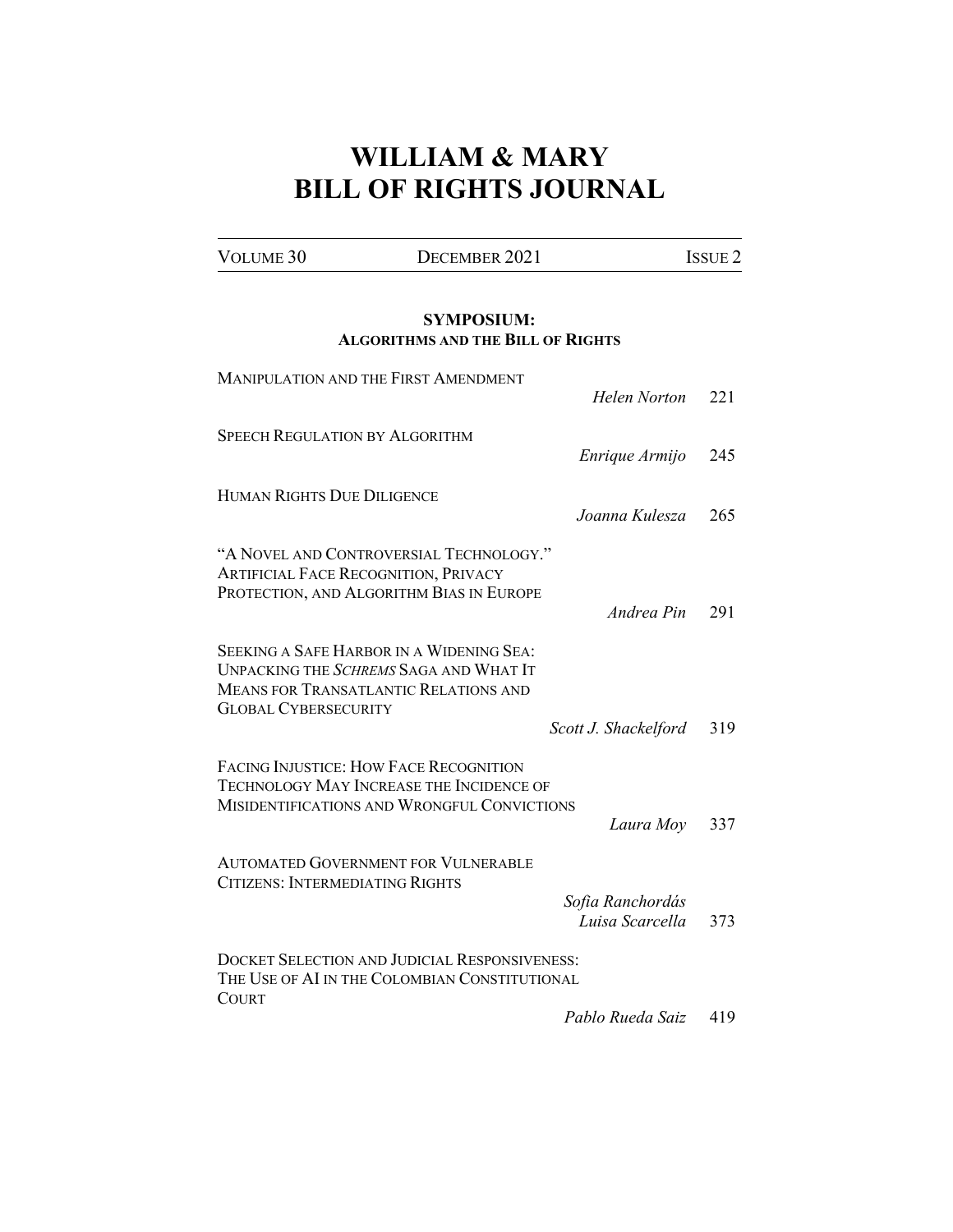# WILLIAM & MARY BILL OF RIGHTS JOURNAL

VOLUME 30 DECEMBER 2021 ISSUE 2

## SYMPOSIUM: ALGORITHMS AND THE BILL OF RIGHTS

| | | |
|---|---|---|
| MANIPULATION AND THE FIRST AMENDMENT | *Helen Norton* | 221 |
| SPEECH REGULATION BY ALGORITHM | *Enrique Armijo* | 245 |
| HUMAN RIGHTS DUE DILIGENCE | *Joanna Kulesza* | 265 |
| "A NOVEL AND CONTROVERSIAL TECHNOLOGY." ARTIFICIAL FACE RECOGNITION, PRIVACY PROTECTION, AND ALGORITHM BIAS IN EUROPE | *Andrea Pin* | 291 |
| SEEKING A SAFE HARBOR IN A WIDENING SEA: UNPACKING THE *SCHREMS* SAGA AND WHAT IT MEANS FOR TRANSATLANTIC RELATIONS AND GLOBAL CYBERSECURITY | *Scott J. Shackelford* | 319 |
| FACING INJUSTICE: HOW FACE RECOGNITION TECHNOLOGY MAY INCREASE THE INCIDENCE OF MISIDENTIFICATIONS AND WRONGFUL CONVICTIONS | *Laura Moy* | 337 |
| AUTOMATED GOVERNMENT FOR VULNERABLE CITIZENS: INTERMEDIATING RIGHTS | *Sofia Ranchordás*<br>*Luisa Scarcella* | 373 |
| DOCKET SELECTION AND JUDICIAL RESPONSIVENESS: THE USE OF AI IN THE COLOMBIAN CONSTITUTIONAL COURT | *Pablo Rueda Saiz* | 419 |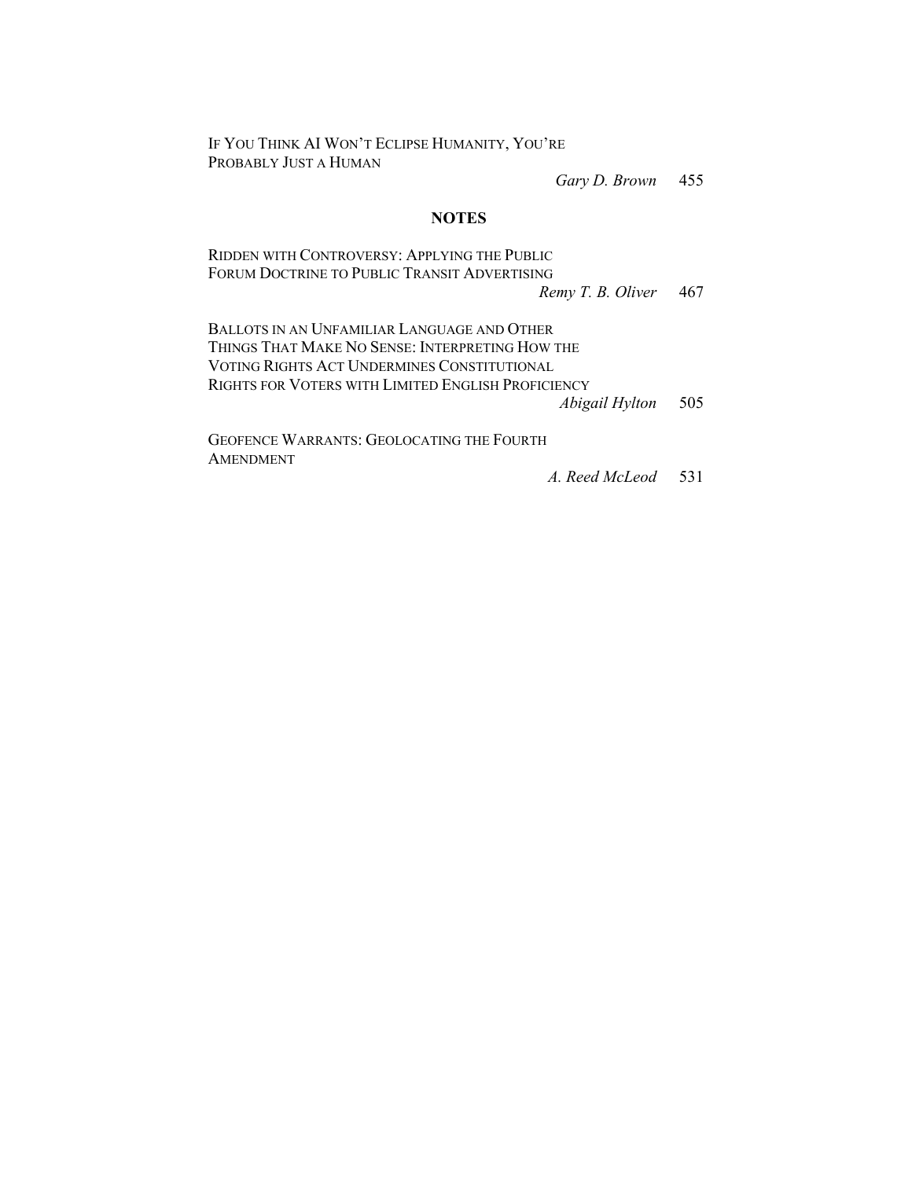IF YOU THINK AI WON'T ECLIPSE HUMANITY, YOU'RE PROBABLY JUST A HUMAN
*Gary D. Brown* 455

## NOTES

RIDDEN WITH CONTROVERSY: APPLYING THE PUBLIC FORUM DOCTRINE TO PUBLIC TRANSIT ADVERTISING
*Remy T. B. Oliver* 467

BALLOTS IN AN UNFAMILIAR LANGUAGE AND OTHER THINGS THAT MAKE NO SENSE: INTERPRETING HOW THE VOTING RIGHTS ACT UNDERMINES CONSTITUTIONAL RIGHTS FOR VOTERS WITH LIMITED ENGLISH PROFICIENCY
*Abigail Hylton* 505

GEOFENCE WARRANTS: GEOLOCATING THE FOURTH AMENDMENT
*A. Reed McLeod* 531